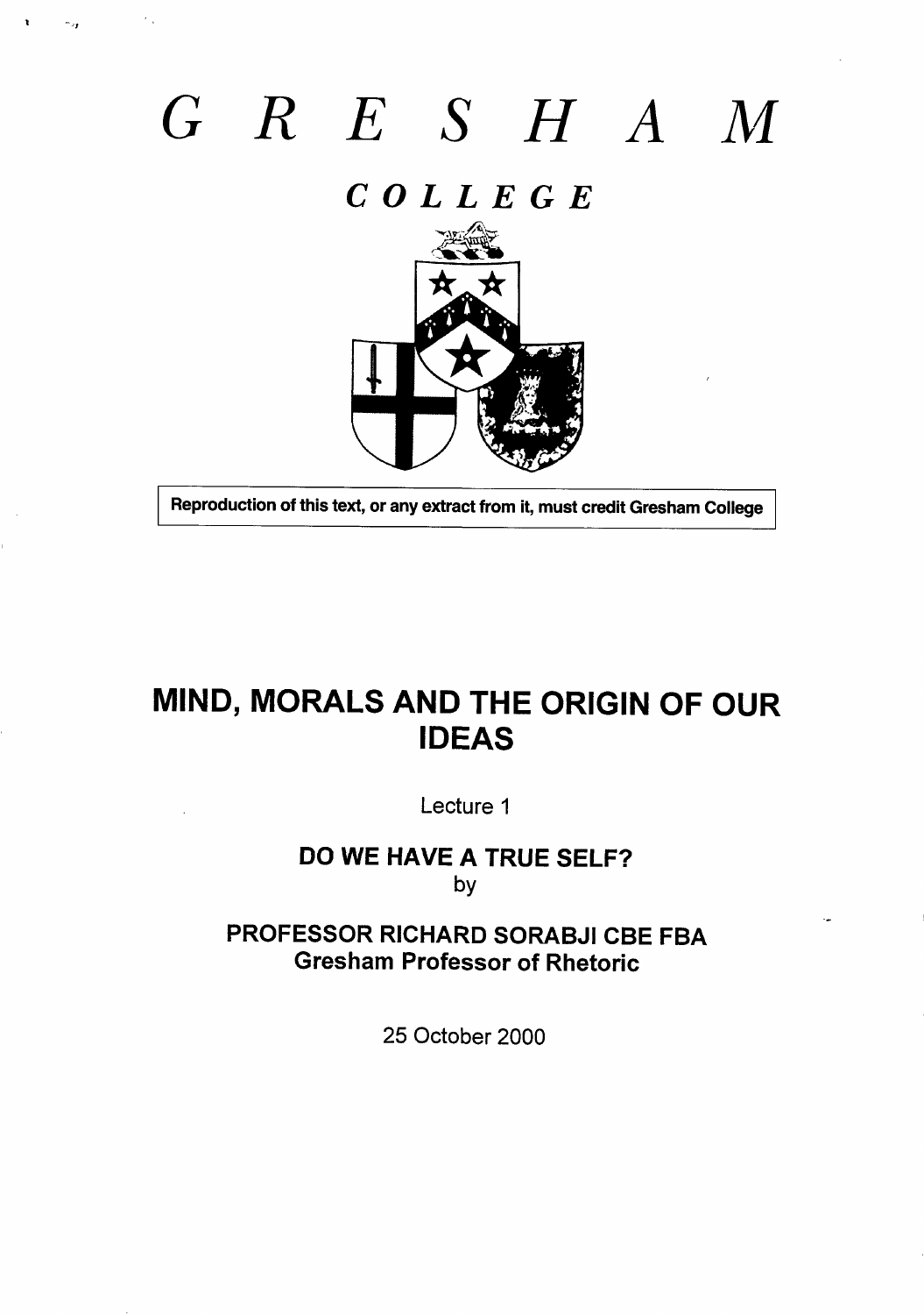# GRESHAM

## COLLEGE

Reproduction of this text, or any extract from it, must credit Gresham College

# MIND, MORALS AND THE ORIGIN OF OUR IDEAS

Lecture 1

## DO WE HAVE A TRUE SELF?

by

**PROFESSOR RICHARD SORABJI CBE FBA**
**Gresham Professor of Rhetoric**

25 October 2000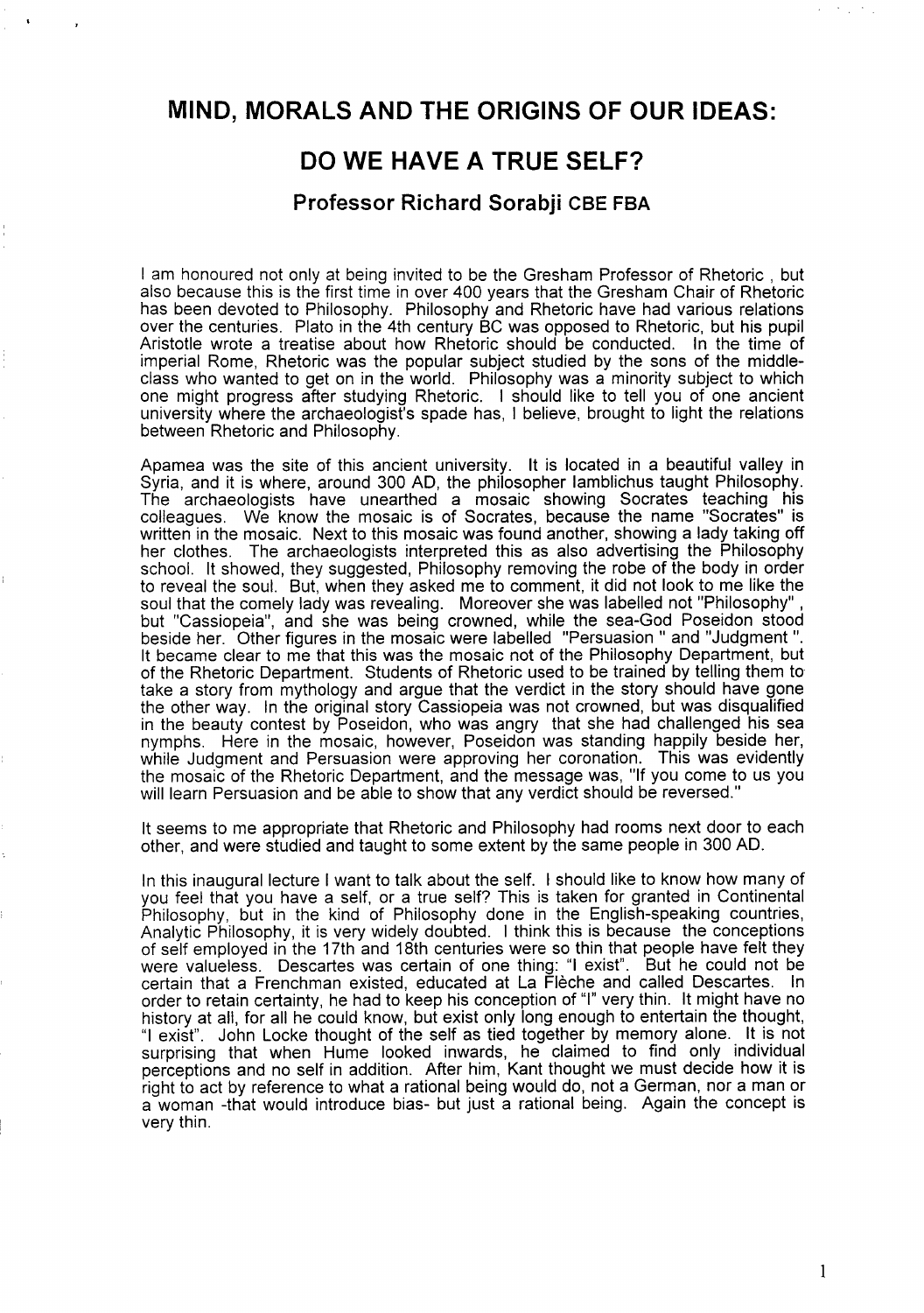# MIND, MORALS AND THE ORIGINS OF OUR IDEAS:

# DO WE HAVE A TRUE SELF?

### Professor Richard Sorabji CBE FBA

I am honoured not only at being invited to be the Gresham Professor of Rhetoric , but also because this is the first time in over 400 years that the Gresham Chair of Rhetoric has been devoted to Philosophy. Philosophy and Rhetoric have had various relations over the centuries. Plato in the 4th century BC was opposed to Rhetoric, but his pupil Aristotle wrote a treatise about how Rhetoric should be conducted. In the time of imperial Rome, Rhetoric was the popular subject studied by the sons of the middle-class who wanted to get on in the world. Philosophy was a minority subject to which one might progress after studying Rhetoric. I should like to tell you of one ancient university where the archaeologist's spade has, I believe, brought to light the relations between Rhetoric and Philosophy.

Apamea was the site of this ancient university. It is located in a beautiful valley in Syria, and it is where, around 300 AD, the philosopher Iamblichus taught Philosophy. The archaeologists have unearthed a mosaic showing Socrates teaching his colleagues. We know the mosaic is of Socrates, because the name "Socrates" is written in the mosaic. Next to this mosaic was found another, showing a lady taking off her clothes. The archaeologists interpreted this as also advertising the Philosophy school. It showed, they suggested, Philosophy removing the robe of the body in order to reveal the soul. But, when they asked me to comment, it did not look to me like the soul that the comely lady was revealing. Moreover she was labelled not "Philosophy" , but "Cassiopeia", and she was being crowned, while the sea-God Poseidon stood beside her. Other figures in the mosaic were labelled "Persuasion " and "Judgment ". It became clear to me that this was the mosaic not of the Philosophy Department, but of the Rhetoric Department. Students of Rhetoric used to be trained by telling them to take a story from mythology and argue that the verdict in the story should have gone the other way. In the original story Cassiopeia was not crowned, but was disqualified in the beauty contest by Poseidon, who was angry that she had challenged his sea nymphs. Here in the mosaic, however, Poseidon was standing happily beside her, while Judgment and Persuasion were approving her coronation. This was evidently the mosaic of the Rhetoric Department, and the message was, "If you come to us you will learn Persuasion and be able to show that any verdict should be reversed."

It seems to me appropriate that Rhetoric and Philosophy had rooms next door to each other, and were studied and taught to some extent by the same people in 300 AD.

In this inaugural lecture I want to talk about the self. I should like to know how many of you feel that you have a self, or a true self? This is taken for granted in Continental Philosophy, but in the kind of Philosophy done in the English-speaking countries, Analytic Philosophy, it is very widely doubted. I think this is because the conceptions of self employed in the 17th and 18th centuries were so thin that people have felt they were valueless. Descartes was certain of one thing: "I exist". But he could not be certain that a Frenchman existed, educated at La Flèche and called Descartes. In order to retain certainty, he had to keep his conception of "I" very thin. It might have no history at all, for all he could know, but exist only long enough to entertain the thought, "I exist". John Locke thought of the self as tied together by memory alone. It is not surprising that when Hume looked inwards, he claimed to find only individual perceptions and no self in addition. After him, Kant thought we must decide how it is right to act by reference to what a rational being would do, not a German, nor a man or a woman -that would introduce bias- but just a rational being. Again the concept is very thin.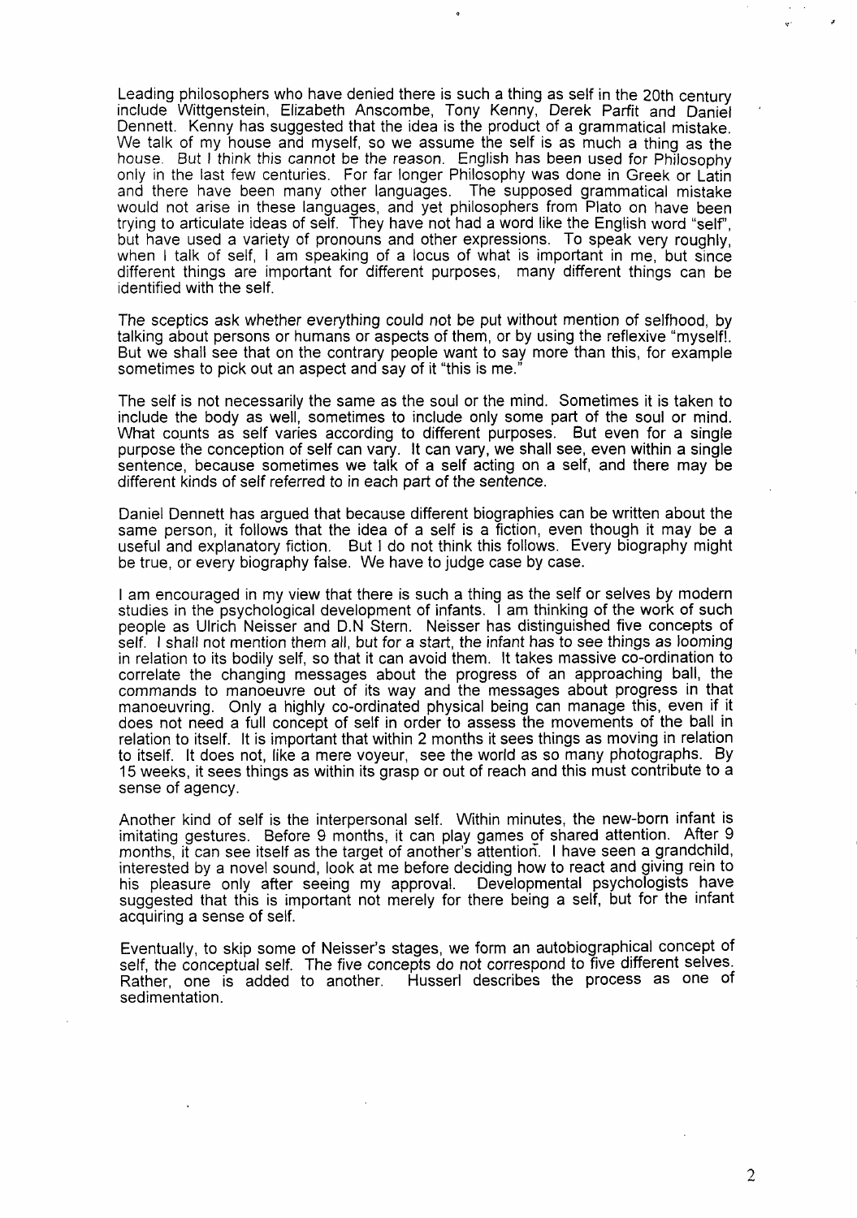Leading philosophers who have denied there is such a thing as self in the 20th century include Wittgenstein, Elizabeth Anscombe, Tony Kenny, Derek Parfit and Daniel Dennett. Kenny has suggested that the idea is the product of a grammatical mistake. We talk of my house and myself, so we assume the self is as much a thing as the house. But I think this cannot be the reason. English has been used for Philosophy only in the last few centuries. For far longer Philosophy was done in Greek or Latin and there have been many other languages. The supposed grammatical mistake would not arise in these languages, and yet philosophers from Plato on have been trying to articulate ideas of self. They have not had a word like the English word "self", but have used a variety of pronouns and other expressions. To speak very roughly, when I talk of self, I am speaking of a locus of what is important in me, but since different things are important for different purposes, many different things can be identified with the self.

The sceptics ask whether everything could not be put without mention of selfhood, by talking about persons or humans or aspects of them, or by using the reflexive "myself!. But we shall see that on the contrary people want to say more than this, for example sometimes to pick out an aspect and say of it "this is me."

The self is not necessarily the same as the soul or the mind. Sometimes it is taken to include the body as well, sometimes to include only some part of the soul or mind. What counts as self varies according to different purposes. But even for a single purpose the conception of self can vary. It can vary, we shall see, even within a single sentence, because sometimes we talk of a self acting on a self, and there may be different kinds of self referred to in each part of the sentence.

Daniel Dennett has argued that because different biographies can be written about the same person, it follows that the idea of a self is a fiction, even though it may be a useful and explanatory fiction. But I do not think this follows. Every biography might be true, or every biography false. We have to judge case by case.

I am encouraged in my view that there is such a thing as the self or selves by modern studies in the psychological development of infants. I am thinking of the work of such people as Ulrich Neisser and D.N Stern. Neisser has distinguished five concepts of self. I shall not mention them all, but for a start, the infant has to see things as looming in relation to its bodily self, so that it can avoid them. It takes massive co-ordination to correlate the changing messages about the progress of an approaching ball, the commands to manoeuvre out of its way and the messages about progress in that manoeuvring. Only a highly co-ordinated physical being can manage this, even if it does not need a full concept of self in order to assess the movements of the ball in relation to itself. It is important that within 2 months it sees things as moving in relation to itself. It does not, like a mere voyeur, see the world as so many photographs. By 15 weeks, it sees things as within its grasp or out of reach and this must contribute to a sense of agency.

Another kind of self is the interpersonal self. Within minutes, the new-born infant is imitating gestures. Before 9 months, it can play games of shared attention. After 9 months, it can see itself as the target of another's attention. I have seen a grandchild, interested by a novel sound, look at me before deciding how to react and giving rein to his pleasure only after seeing my approval. Developmental psychologists have suggested that this is important not merely for there being a self, but for the infant acquiring a sense of self.

Eventually, to skip some of Neisser's stages, we form an autobiographical concept of self, the conceptual self. The five concepts do not correspond to five different selves. Rather, one is added to another. Husserl describes the process as one of sedimentation.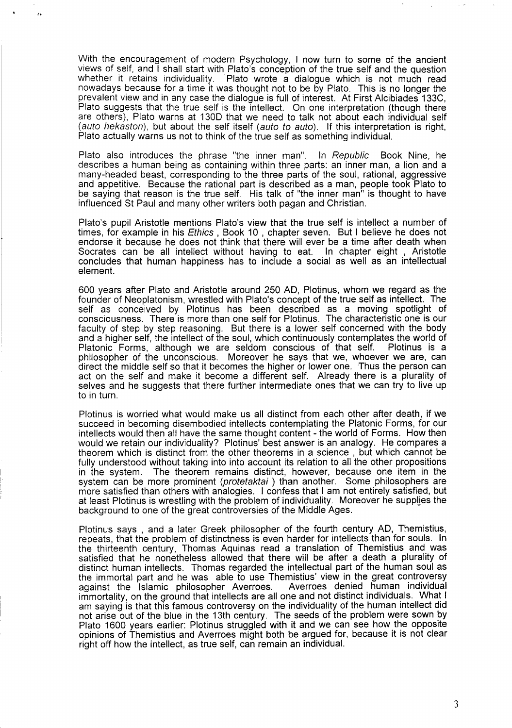With the encouragement of modern Psychology, I now turn to some of the ancient views of self, and I shall start with Plato's conception of the true self and the question whether it retains individuality. Plato wrote a dialogue which is not much read nowadays because for a time it was thought not to be by Plato. This is no longer the prevalent view and in any case the dialogue is full of interest. At First Alcibiades 133C, Plato suggests that the true self is the intellect. On one interpretation (though there are others), Plato warns at 130D that we need to talk not about each individual self (*auto hekaston*), but about the self itself (*auto to auto*). If this interpretation is right, Plato actually warns us not to think of the true self as something individual.

Plato also introduces the phrase "the inner man". In *Republic* Book Nine, he describes a human being as containing within three parts: an inner man, a lion and a many-headed beast, corresponding to the three parts of the soul, rational, aggressive and appetitive. Because the rational part is described as a man, people took Plato to be saying that reason is the true self. His talk of "the inner man" is thought to have influenced St Paul and many other writers both pagan and Christian.

Plato's pupil Aristotle mentions Plato's view that the true self is intellect a number of times, for example in his *Ethics* , Book 10 , chapter seven. But I believe he does not endorse it because he does not think that there will ever be a time after death when Socrates can be all intellect without having to eat. In chapter eight , Aristotle concludes that human happiness has to include a social as well as an intellectual element.

600 years after Plato and Aristotle around 250 AD, Plotinus, whom we regard as the founder of Neoplatonism, wrestled with Plato's concept of the true self as intellect. The self as conceived by Plotinus has been described as a moving spotlight of consciousness. There is more than one self for Plotinus. The characteristic one is our faculty of step by step reasoning. But there is a lower self concerned with the body and a higher self, the intellect of the soul, which continuously contemplates the world of Platonic Forms, although we are seldom conscious of that self. Plotinus is a philosopher of the unconscious. Moreover he says that we, whoever we are, can direct the middle self so that it becomes the higher or lower one. Thus the person can act on the self and make it become a different self. Already there is a plurality of selves and he suggests that there further intermediate ones that we can try to live up to in turn.

Plotinus is worried what would make us all distinct from each other after death, if we succeed in becoming disembodied intellects contemplating the Platonic Forms, for our intellects would then all have the same thought content - the world of Forms. How then would we retain our individuality? Plotinus' best answer is an analogy. He compares a theorem which is distinct from the other theorems in a science , but which cannot be fully understood without taking into into account its relation to all the other propositions in the system. The theorem remains distinct, however, because one item in the system can be more prominent (*protetaktai* ) than another. Some philosophers are more satisfied than others with analogies. I confess that I am not entirely satisfied, but at least Plotinus is wrestling with the problem of individuality. Moreover he supplies the background to one of the great controversies of the Middle Ages.

Plotinus says , and a later Greek philosopher of the fourth century AD, Themistius, repeats, that the problem of distinctness is even harder for intellects than for souls. In the thirteenth century, Thomas Aquinas read a translation of Themistius and was satisfied that he nonetheless allowed that there will be after a death a plurality of distinct human intellects. Thomas regarded the intellectual part of the human soul as the immortal part and he was able to use Themistius' view in the great controversy against the Islamic philosopher Averroes. Averroes denied human individual immortality, on the ground that intellects are all one and not distinct individuals. What I am saying is that this famous controversy on the individuality of the human intellect did not arise out of the blue in the 13th century. The seeds of the problem were sown by Plato 1600 years earlier: Plotinus struggled with it and we can see how the opposite opinions of Themistius and Averroes might both be argued for, because it is not clear right off how the intellect, as true self, can remain an individual.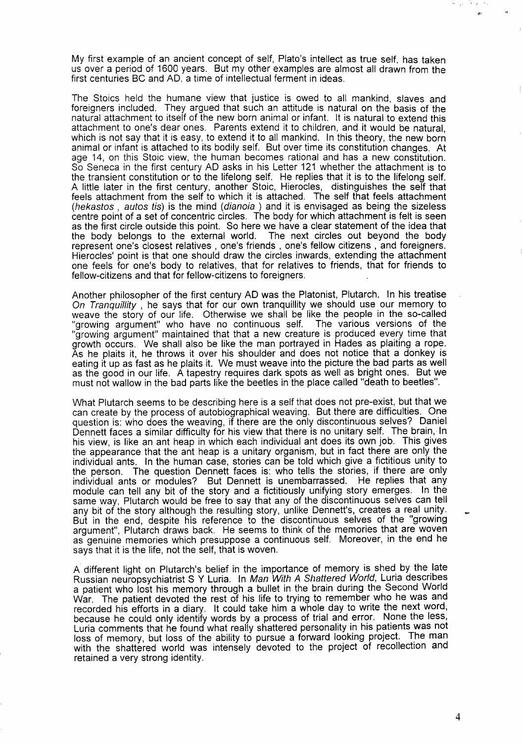My first example of an ancient concept of self, Plato's intellect as true self, has taken us over a period of 1600 years. But my other examples are almost all drawn from the first centuries BC and AD, a time of intellectual ferment in ideas.

The Stoics held the humane view that justice is owed to all mankind, slaves and foreigners included. They argued that such an attitude is natural on the basis of the natural attachment to itself of the new born animal or infant. It is natural to extend this attachment to one's dear ones. Parents extend it to children, and it would be natural, which is not say that it is easy, to extend it to all mankind. In this theory, the new born animal or infant is attached to its bodily self. But over time its constitution changes. At age 14, on this Stoic view, the human becomes rational and has a new constitution. So Seneca in the first century AD asks in his Letter 121 whether the attachment is to the transient constitution or to the lifelong self. He replies that it is to the lifelong self. A little later in the first century, another Stoic, Hierocles, distinguishes the self that feels attachment from the self to which it is attached. The self that feels attachment (*hekastos* , *autos tis*) is the mind (*dianoia* ) and it is envisaged as being the sizeless centre point of a set of concentric circles. The body for which attachment is felt is seen as the first circle outside this point. So here we have a clear statement of the idea that the body belongs to the external world. The next circles out beyond the body represent one's closest relatives , one's friends , one's fellow citizens , and foreigners. Hierocles' point is that one should draw the circles inwards, extending the attachment one feels for one's body to relatives, that for relatives to friends, that for friends to fellow-citizens and that for fellow-citizens to foreigners.

Another philosopher of the first century AD was the Platonist, Plutarch. In his treatise *On Tranquillity* , he says that for our own tranquillity we should use our memory to weave the story of our life. Otherwise we shall be like the people in the so-called "growing argument" who have no continuous self. The various versions of the "growing argument" maintained that that a new creature is produced every time that growth occurs. We shall also be like the man portrayed in Hades as plaiting a rope. As he plaits it, he throws it over his shoulder and does not notice that a donkey is eating it up as fast as he plaits it. We must weave into the picture the bad parts as well as the good in our life. A tapestry requires dark spots as well as bright ones. But we must not wallow in the bad parts like the beetles in the place called "death to beetles".

What Plutarch seems to be describing here is a self that does not pre-exist, but that we can create by the process of autobiographical weaving. But there are difficulties. One question is: who does the weaving, if there are the only discontinuous selves? Daniel Dennett faces a similar difficulty for his view that there is no unitary self. The brain, in his view, is like an ant heap in which each individual ant does its own job. This gives the appearance that the ant heap is a unitary organism, but in fact there are only the individual ants. In the human case, stories can be told which give a fictitious unity to the person. The question Dennett faces is: who tells the stories, if there are only individual ants or modules? But Dennett is unembarrassed. He replies that any module can tell any bit of the story and a fictitiously unifying story emerges. In the same way, Plutarch would be free to say that any of the discontinuous selves can tell any bit of the story although the resulting story, unlike Dennett's, creates a real unity. But in the end, despite his reference to the discontinuous selves of the "growing argument", Plutarch draws back. He seems to think of the memories that are woven as genuine memories which presuppose a continuous self. Moreover, in the end he says that it is the life, not the self, that is woven.

A different light on Plutarch's belief in the importance of memory is shed by the late Russian neuropsychiatrist S Y Luria. In *Man With A Shattered World*, Luria describes a patient who lost his memory through a bullet in the brain during the Second World War. The patient devoted the rest of his life to trying to remember who he was and recorded his efforts in a diary. It could take him a whole day to write the next word, because he could only identify words by a process of trial and error. None the less, Luria comments that he found what really shattered personality in his patients was not loss of memory, but loss of the ability to pursue a forward looking project. The man with the shattered world was intensely devoted to the project of recollection and retained a very strong identity.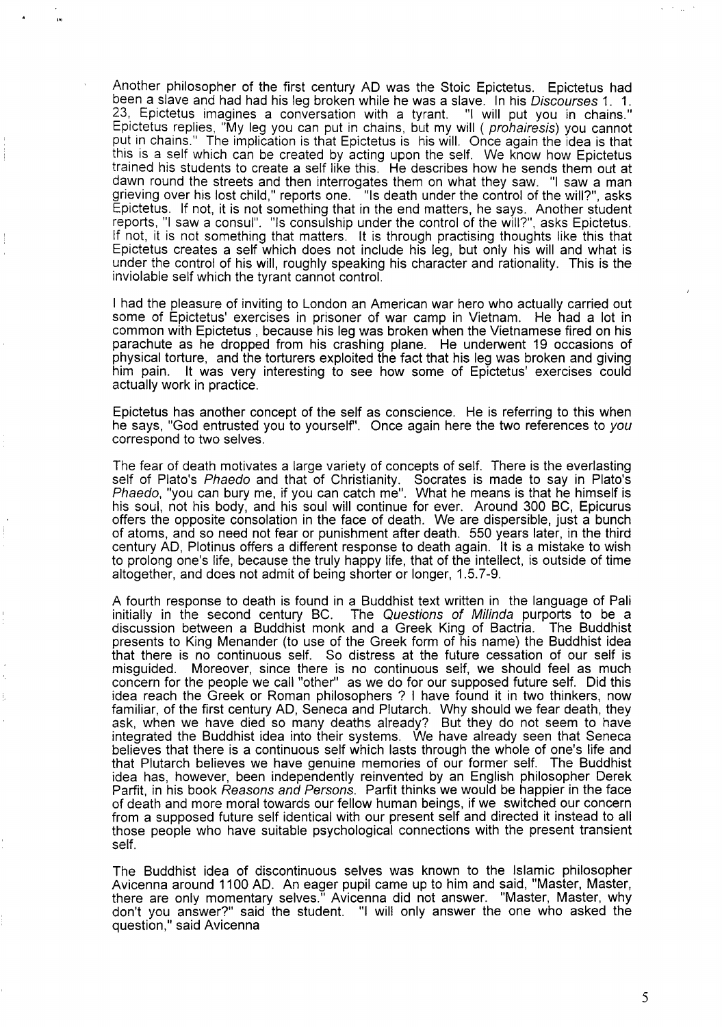Another philosopher of the first century AD was the Stoic Epictetus. Epictetus had been a slave and had had his leg broken while he was a slave. In his *Discourses* 1. 1. 23, Epictetus imagines a conversation with a tyrant. "I will put you in chains." Epictetus replies, "My leg you can put in chains, but my will ( *prohairesis*) you cannot put in chains." The implication is that Epictetus is his will. Once again the idea is that this is a self which can be created by acting upon the self. We know how Epictetus trained his students to create a self like this. He describes how he sends them out at dawn round the streets and then interrogates them on what they saw. "I saw a man grieving over his lost child," reports one. "Is death under the control of the will?", asks Epictetus. If not, it is not something that in the end matters, he says. Another student reports, "I saw a consul". "Is consulship under the control of the will?", asks Epictetus. If not, it is not something that matters. It is through practising thoughts like this that Epictetus creates a self which does not include his leg, but only his will and what is under the control of his will, roughly speaking his character and rationality. This is the inviolable self which the tyrant cannot control.

I had the pleasure of inviting to London an American war hero who actually carried out some of Epictetus' exercises in prisoner of war camp in Vietnam. He had a lot in common with Epictetus , because his leg was broken when the Vietnamese fired on his parachute as he dropped from his crashing plane. He underwent 19 occasions of physical torture, and the torturers exploited the fact that his leg was broken and giving him pain. It was very interesting to see how some of Epictetus' exercises could actually work in practice.

Epictetus has another concept of the self as conscience. He is referring to this when he says, "God entrusted you to yourself". Once again here the two references to *you* correspond to two selves.

The fear of death motivates a large variety of concepts of self. There is the everlasting self of Plato's *Phaedo* and that of Christianity. Socrates is made to say in Plato's *Phaedo*, "you can bury me, if you can catch me". What he means is that he himself is his soul, not his body, and his soul will continue for ever. Around 300 BC, Epicurus offers the opposite consolation in the face of death. We are dispersible, just a bunch of atoms, and so need not fear or punishment after death. 550 years later, in the third century AD, Plotinus offers a different response to death again. It is a mistake to wish to prolong one's life, because the truly happy life, that of the intellect, is outside of time altogether, and does not admit of being shorter or longer, 1.5.7-9.

A fourth response to death is found in a Buddhist text written in the language of Pali initially in the second century BC. The *Questions of Milinda* purports to be a discussion between a Buddhist monk and a Greek King of Bactria. The Buddhist presents to King Menander (to use of the Greek form of his name) the Buddhist idea that there is no continuous self. So distress at the future cessation of our self is misguided. Moreover, since there is no continuous self, we should feel as much concern for the people we call "other" as we do for our supposed future self. Did this idea reach the Greek or Roman philosophers ? I have found it in two thinkers, now familiar, of the first century AD, Seneca and Plutarch. Why should we fear death, they ask, when we have died so many deaths already? But they do not seem to have integrated the Buddhist idea into their systems. We have already seen that Seneca believes that there is a continuous self which lasts through the whole of one's life and that Plutarch believes we have genuine memories of our former self. The Buddhist idea has, however, been independently reinvented by an English philosopher Derek Parfit, in his book *Reasons and Persons*. Parfit thinks we would be happier in the face of death and more moral towards our fellow human beings, if we switched our concern from a supposed future self identical with our present self and directed it instead to all those people who have suitable psychological connections with the present transient self.

The Buddhist idea of discontinuous selves was known to the Islamic philosopher Avicenna around 1100 AD. An eager pupil came up to him and said, "Master, Master, there are only momentary selves." Avicenna did not answer. "Master, Master, why don't you answer?" said the student. "I will only answer the one who asked the question," said Avicenna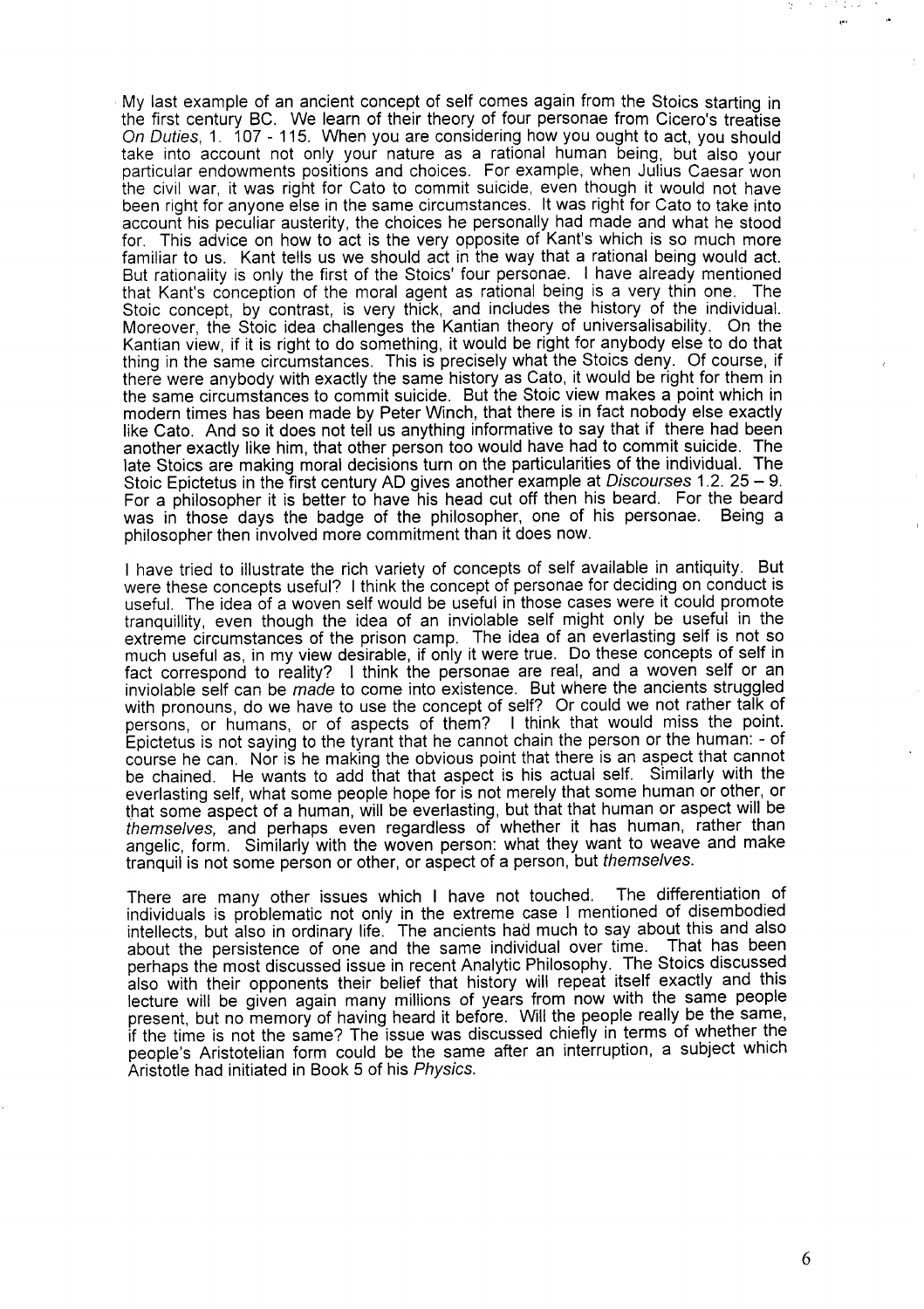My last example of an ancient concept of self comes again from the Stoics starting in the first century BC. We learn of their theory of four personae from Cicero's treatise *On Duties*, 1. 107 - 115. When you are considering how you ought to act, you should take into account not only your nature as a rational human being, but also your particular endowments positions and choices. For example, when Julius Caesar won the civil war, it was right for Cato to commit suicide, even though it would not have been right for anyone else in the same circumstances. It was right for Cato to take into account his peculiar austerity, the choices he personally had made and what he stood for. This advice on how to act is the very opposite of Kant's which is so much more familiar to us. Kant tells us we should act in the way that a rational being would act. But rationality is only the first of the Stoics' four personae. I have already mentioned that Kant's conception of the moral agent as rational being is a very thin one. The Stoic concept, by contrast, is very thick, and includes the history of the individual. Moreover, the Stoic idea challenges the Kantian theory of universalisability. On the Kantian view, if it is right to do something, it would be right for anybody else to do that thing in the same circumstances. This is precisely what the Stoics deny. Of course, if there were anybody with exactly the same history as Cato, it would be right for them in the same circumstances to commit suicide. But the Stoic view makes a point which in modern times has been made by Peter Winch, that there is in fact nobody else exactly like Cato. And so it does not tell us anything informative to say that if there had been another exactly like him, that other person too would have had to commit suicide. The late Stoics are making moral decisions turn on the particularities of the individual. The Stoic Epictetus in the first century AD gives another example at *Discourses* 1.2. 25 – 9. For a philosopher it is better to have his head cut off then his beard. For the beard was in those days the badge of the philosopher, one of his personae. Being a philosopher then involved more commitment than it does now.

I have tried to illustrate the rich variety of concepts of self available in antiquity. But were these concepts useful? I think the concept of personae for deciding on conduct is useful. The idea of a woven self would be useful in those cases were it could promote tranquillity, even though the idea of an inviolable self might only be useful in the extreme circumstances of the prison camp. The idea of an everlasting self is not so much useful as, in my view desirable, if only it were true. Do these concepts of self in fact correspond to reality? I think the personae are real, and a woven self or an inviolable self can be *made* to come into existence. But where the ancients struggled with pronouns, do we have to use the concept of self? Or could we not rather talk of persons, or humans, or of aspects of them? I think that would miss the point. Epictetus is not saying to the tyrant that he cannot chain the person or the human: - of course he can. Nor is he making the obvious point that there is an aspect that cannot be chained. He wants to add that that aspect is his actual self. Similarly with the everlasting self, what some people hope for is not merely that some human or other, or that some aspect of a human, will be everlasting, but that that human or aspect will be *themselves,* and perhaps even regardless of whether it has human, rather than angelic, form. Similarly with the woven person: what they want to weave and make tranquil is not some person or other, or aspect of a person, but *themselves.*

There are many other issues which I have not touched. The differentiation of individuals is problematic not only in the extreme case I mentioned of disembodied intellects, but also in ordinary life. The ancients had much to say about this and also about the persistence of one and the same individual over time. That has been perhaps the most discussed issue in recent Analytic Philosophy. The Stoics discussed also with their opponents their belief that history will repeat itself exactly and this lecture will be given again many millions of years from now with the same people present, but no memory of having heard it before. Will the people really be the same, if the time is not the same? The issue was discussed chiefly in terms of whether the people's Aristotelian form could be the same after an interruption, a subject which Aristotle had initiated in Book 5 of his *Physics*.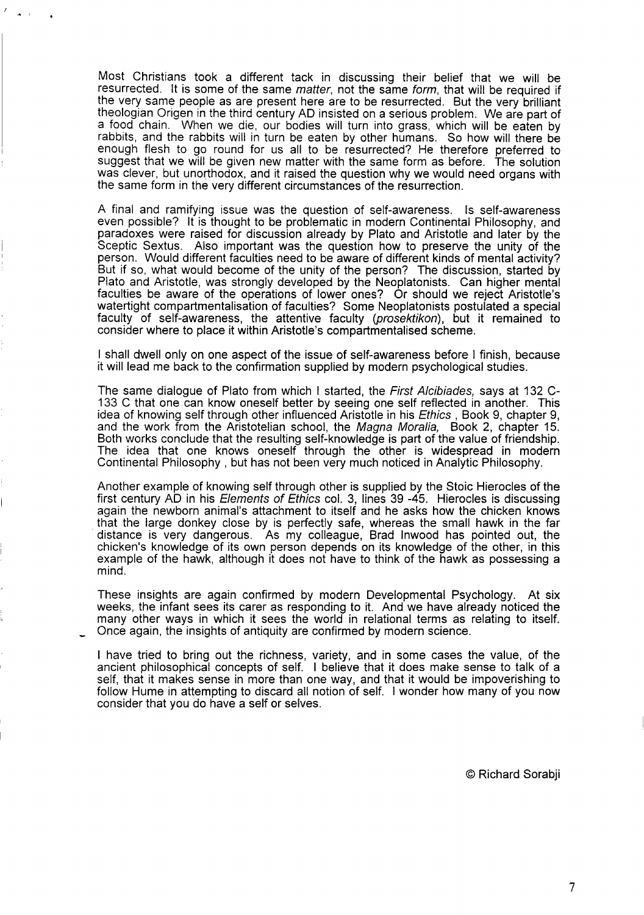Most Christians took a different tack in discussing their belief that we will be resurrected. It is some of the same *matter*, not the same *form*, that will be required if the very same people as are present here are to be resurrected. But the very brilliant theologian Origen in the third century AD insisted on a serious problem. We are part of a food chain. When we die, our bodies will turn into grass, which will be eaten by rabbits, and the rabbits will in turn be eaten by other humans. So how will there be enough flesh to go round for us all to be resurrected? He therefore preferred to suggest that we will be given new matter with the same form as before. The solution was clever, but unorthodox, and it raised the question why we would need organs with the same form in the very different circumstances of the resurrection.

A final and ramifying issue was the question of self-awareness. Is self-awareness even possible? It is thought to be problematic in modern Continental Philosophy, and paradoxes were raised for discussion already by Plato and Aristotle and later by the Sceptic Sextus. Also important was the question how to preserve the unity of the person. Would different faculties need to be aware of different kinds of mental activity? But if so, what would become of the unity of the person? The discussion, started by Plato and Aristotle, was strongly developed by the Neoplatonists. Can higher mental faculties be aware of the operations of lower ones? Or should we reject Aristotle's watertight compartmentalisation of faculties? Some Neoplatonists postulated a special faculty of self-awareness, the attentive faculty (*prosektikon*), but it remained to consider where to place it within Aristotle's compartmentalised scheme.

I shall dwell only on one aspect of the issue of self-awareness before I finish, because it will lead me back to the confirmation supplied by modern psychological studies.

The same dialogue of Plato from which I started, the *First Alcibiades,* says at 132 C-133 C that one can know oneself better by seeing one self reflected in another. This idea of knowing self through other influenced Aristotle in his *Ethics* , Book 9, chapter 9, and the work from the Aristotelian school, the *Magna Moralia,* Book 2, chapter 15. Both works conclude that the resulting self-knowledge is part of the value of friendship. The idea that one knows oneself through the other is widespread in modern Continental Philosophy , but has not been very much noticed in Analytic Philosophy.

Another example of knowing self through other is supplied by the Stoic Hierocles of the first century AD in his *Elements of Ethics* col. 3, lines 39 -45. Hierocles is discussing again the newborn animal's attachment to itself and he asks how the chicken knows that the large donkey close by is perfectly safe, whereas the small hawk in the far distance is very dangerous. As my colleague, Brad Inwood has pointed out, the chicken's knowledge of its own person depends on its knowledge of the other, in this example of the hawk, although it does not have to think of the hawk as possessing a mind.

These insights are again confirmed by modern Developmental Psychology. At six weeks, the infant sees its carer as responding to it. And we have already noticed the many other ways in which it sees the world in relational terms as relating to itself. Once again, the insights of antiquity are confirmed by modern science.

I have tried to bring out the richness, variety, and in some cases the value, of the ancient philosophical concepts of self. I believe that it does make sense to talk of a self, that it makes sense in more than one way, and that it would be impoverishing to follow Hume in attempting to discard all notion of self. I wonder how many of you now consider that you do have a self or selves.

© Richard Sorabji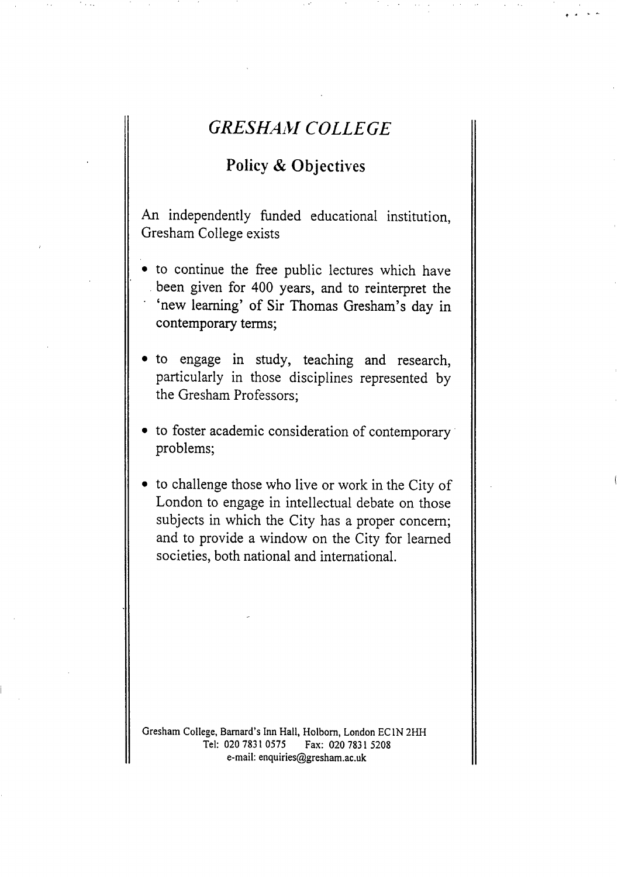# *GRESHAM COLLEGE*

## Policy & Objectives

An independently funded educational institution, Gresham College exists

- to continue the free public lectures which have been given for 400 years, and to reinterpret the 'new learning' of Sir Thomas Gresham's day in contemporary terms;
- to engage in study, teaching and research, particularly in those disciplines represented by the Gresham Professors;
- to foster academic consideration of contemporary problems;
- to challenge those who live or work in the City of London to engage in intellectual debate on those subjects in which the City has a proper concern; and to provide a window on the City for learned societies, both national and international.

Gresham College, Barnard's Inn Hall, Holborn, London EC1N 2HH
Tel: 020 7831 0575 Fax: 020 7831 5208
e-mail: enquiries@gresham.ac.uk